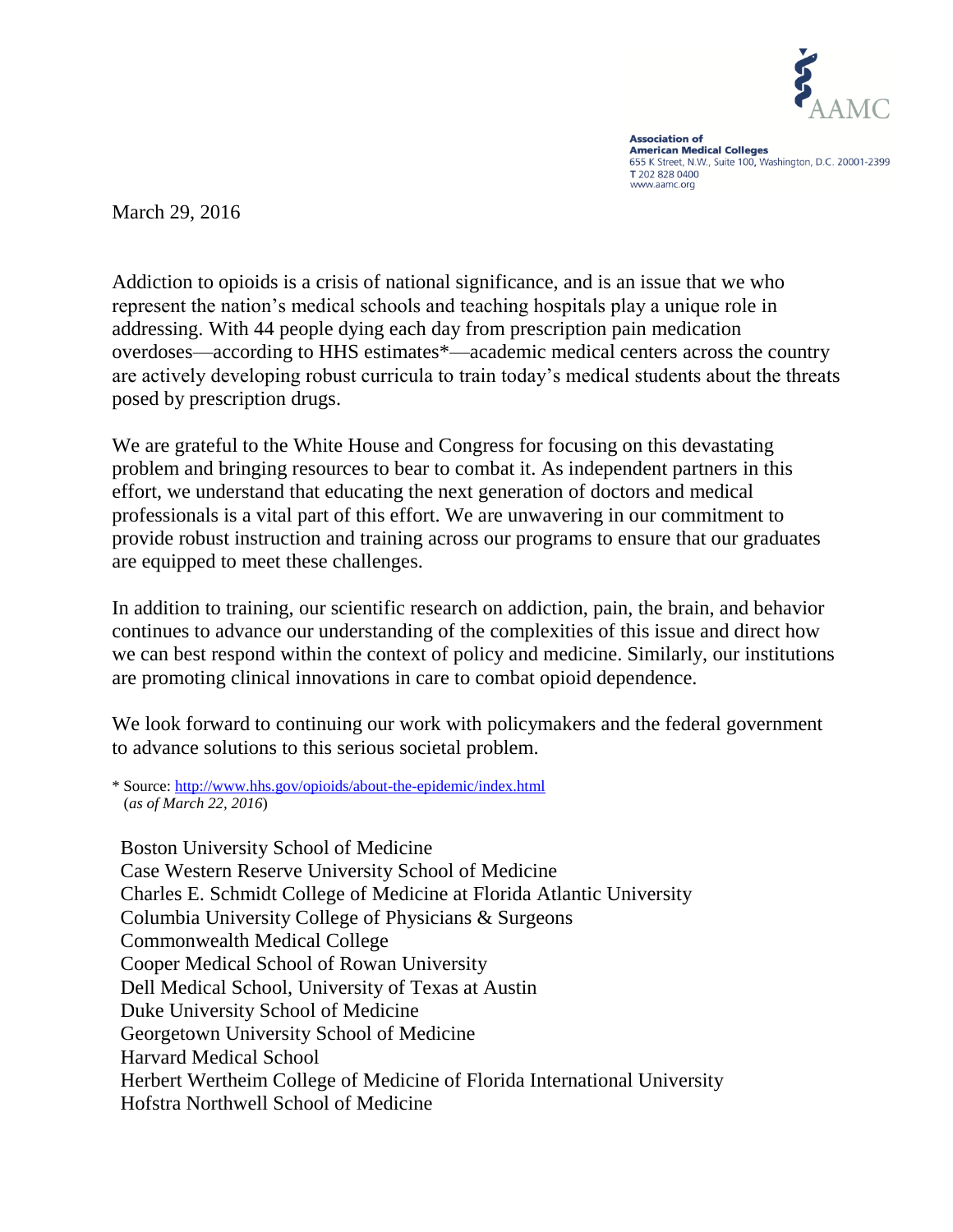AAMC

**Association of American Medical Colleges**
655 K Street, N.W., Suite 100, Washington, D.C. 20001-2399
T 202 828 0400
www.aamc.org

March 29, 2016

Addiction to opioids is a crisis of national significance, and is an issue that we who represent the nation's medical schools and teaching hospitals play a unique role in addressing. With 44 people dying each day from prescription pain medication overdoses—according to HHS estimates*—academic medical centers across the country are actively developing robust curricula to train today's medical students about the threats posed by prescription drugs.

We are grateful to the White House and Congress for focusing on this devastating problem and bringing resources to bear to combat it. As independent partners in this effort, we understand that educating the next generation of doctors and medical professionals is a vital part of this effort. We are unwavering in our commitment to provide robust instruction and training across our programs to ensure that our graduates are equipped to meet these challenges.

In addition to training, our scientific research on addiction, pain, the brain, and behavior continues to advance our understanding of the complexities of this issue and direct how we can best respond within the context of policy and medicine. Similarly, our institutions are promoting clinical innovations in care to combat opioid dependence.

We look forward to continuing our work with policymakers and the federal government to advance solutions to this serious societal problem.

\* Source: [http://www.hhs.gov/opioids/about-the-epidemic/index.html](http://www.hhs.gov/opioids/about-the-epidemic/index.html)
(*as of March 22, 2016*)

Boston University School of Medicine
Case Western Reserve University School of Medicine
Charles E. Schmidt College of Medicine at Florida Atlantic University
Columbia University College of Physicians & Surgeons
Commonwealth Medical College
Cooper Medical School of Rowan University
Dell Medical School, University of Texas at Austin
Duke University School of Medicine
Georgetown University School of Medicine
Harvard Medical School
Herbert Wertheim College of Medicine of Florida International University
Hofstra Northwell School of Medicine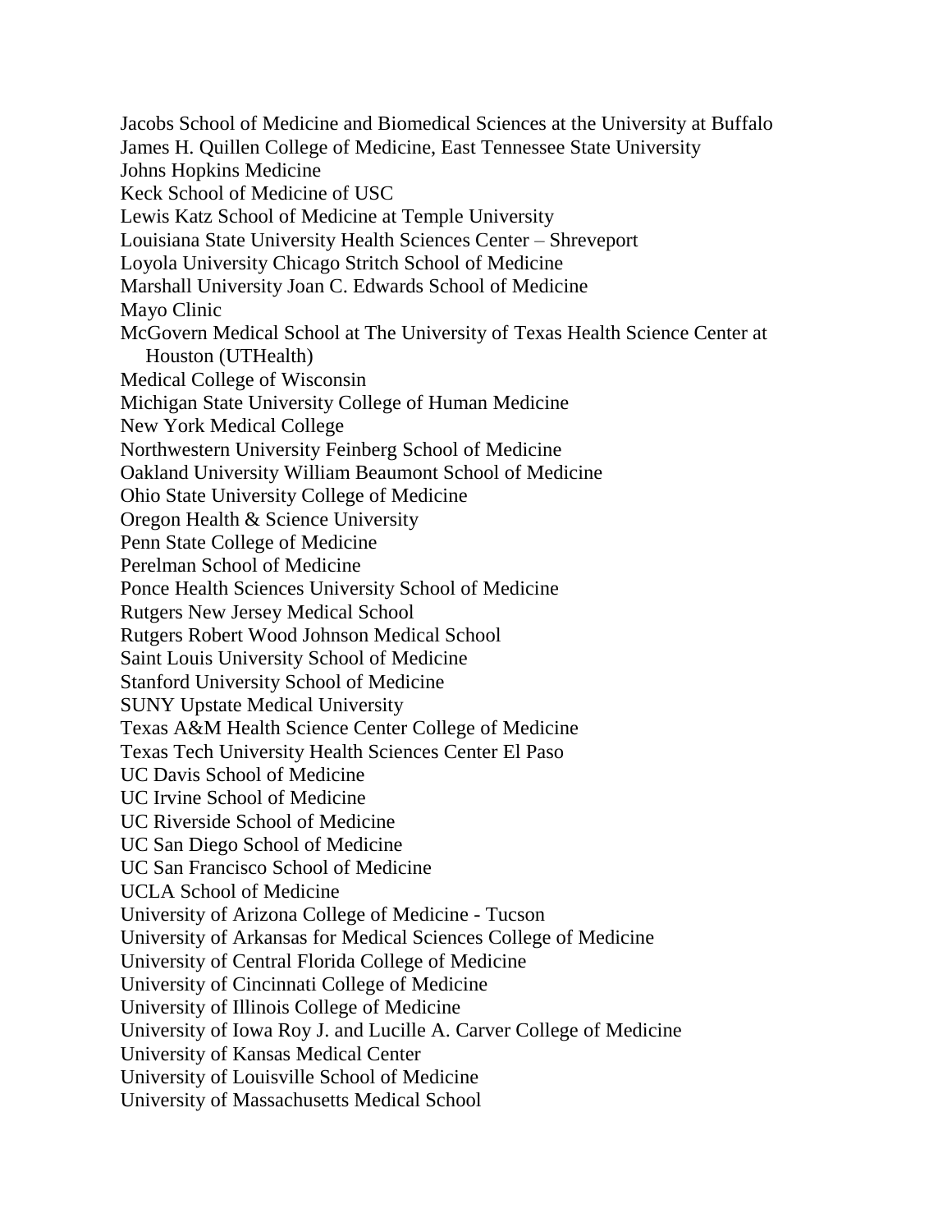Jacobs School of Medicine and Biomedical Sciences at the University at Buffalo
James H. Quillen College of Medicine, East Tennessee State University
Johns Hopkins Medicine
Keck School of Medicine of USC
Lewis Katz School of Medicine at Temple University
Louisiana State University Health Sciences Center – Shreveport
Loyola University Chicago Stritch School of Medicine
Marshall University Joan C. Edwards School of Medicine
Mayo Clinic
McGovern Medical School at The University of Texas Health Science Center at Houston (UTHealth)
Medical College of Wisconsin
Michigan State University College of Human Medicine
New York Medical College
Northwestern University Feinberg School of Medicine
Oakland University William Beaumont School of Medicine
Ohio State University College of Medicine
Oregon Health & Science University
Penn State College of Medicine
Perelman School of Medicine
Ponce Health Sciences University School of Medicine
Rutgers New Jersey Medical School
Rutgers Robert Wood Johnson Medical School
Saint Louis University School of Medicine
Stanford University School of Medicine
SUNY Upstate Medical University
Texas A&M Health Science Center College of Medicine
Texas Tech University Health Sciences Center El Paso
UC Davis School of Medicine
UC Irvine School of Medicine
UC Riverside School of Medicine
UC San Diego School of Medicine
UC San Francisco School of Medicine
UCLA School of Medicine
University of Arizona College of Medicine - Tucson
University of Arkansas for Medical Sciences College of Medicine
University of Central Florida College of Medicine
University of Cincinnati College of Medicine
University of Illinois College of Medicine
University of Iowa Roy J. and Lucille A. Carver College of Medicine
University of Kansas Medical Center
University of Louisville School of Medicine
University of Massachusetts Medical School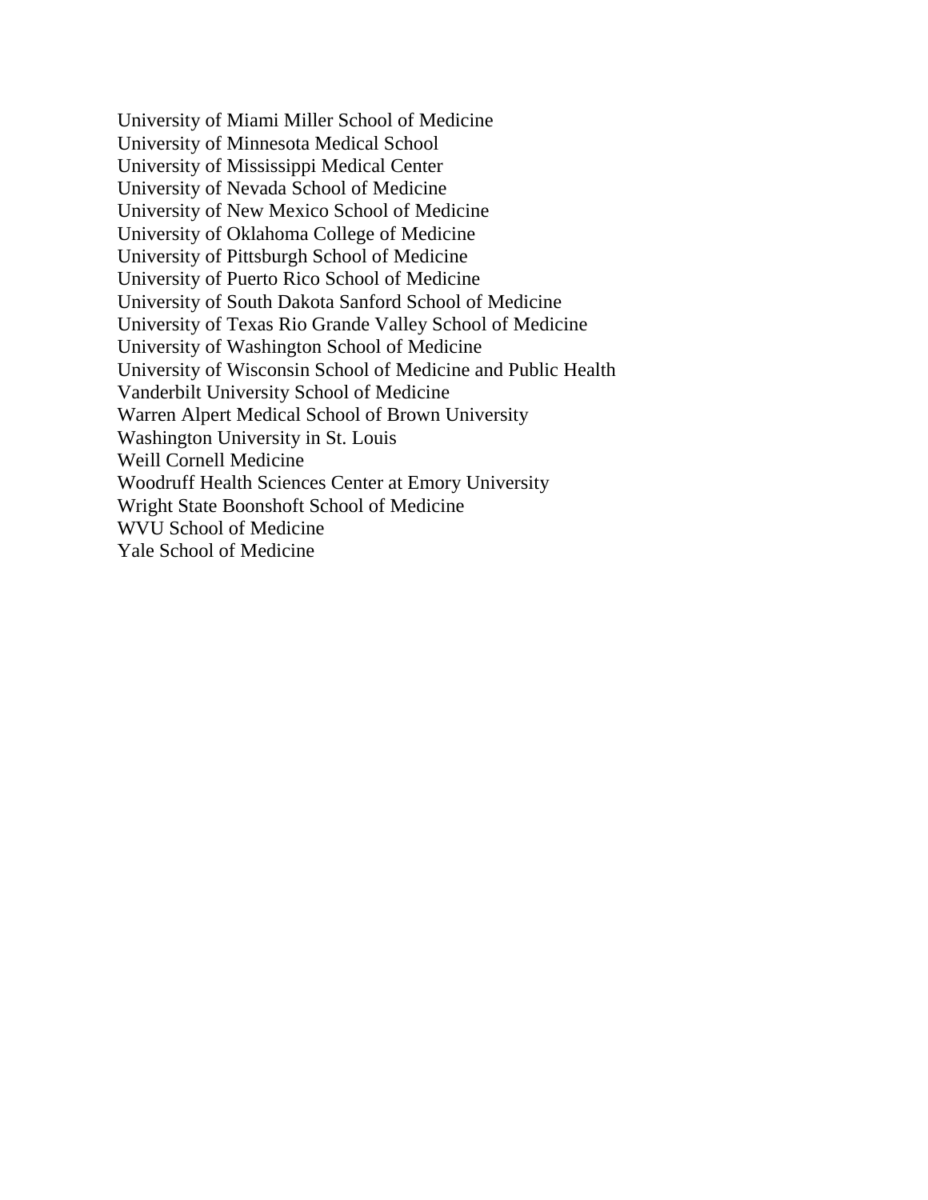University of Miami Miller School of Medicine
University of Minnesota Medical School
University of Mississippi Medical Center
University of Nevada School of Medicine
University of New Mexico School of Medicine
University of Oklahoma College of Medicine
University of Pittsburgh School of Medicine
University of Puerto Rico School of Medicine
University of South Dakota Sanford School of Medicine
University of Texas Rio Grande Valley School of Medicine
University of Washington School of Medicine
University of Wisconsin School of Medicine and Public Health
Vanderbilt University School of Medicine
Warren Alpert Medical School of Brown University
Washington University in St. Louis
Weill Cornell Medicine
Woodruff Health Sciences Center at Emory University
Wright State Boonshoft School of Medicine
WVU School of Medicine
Yale School of Medicine